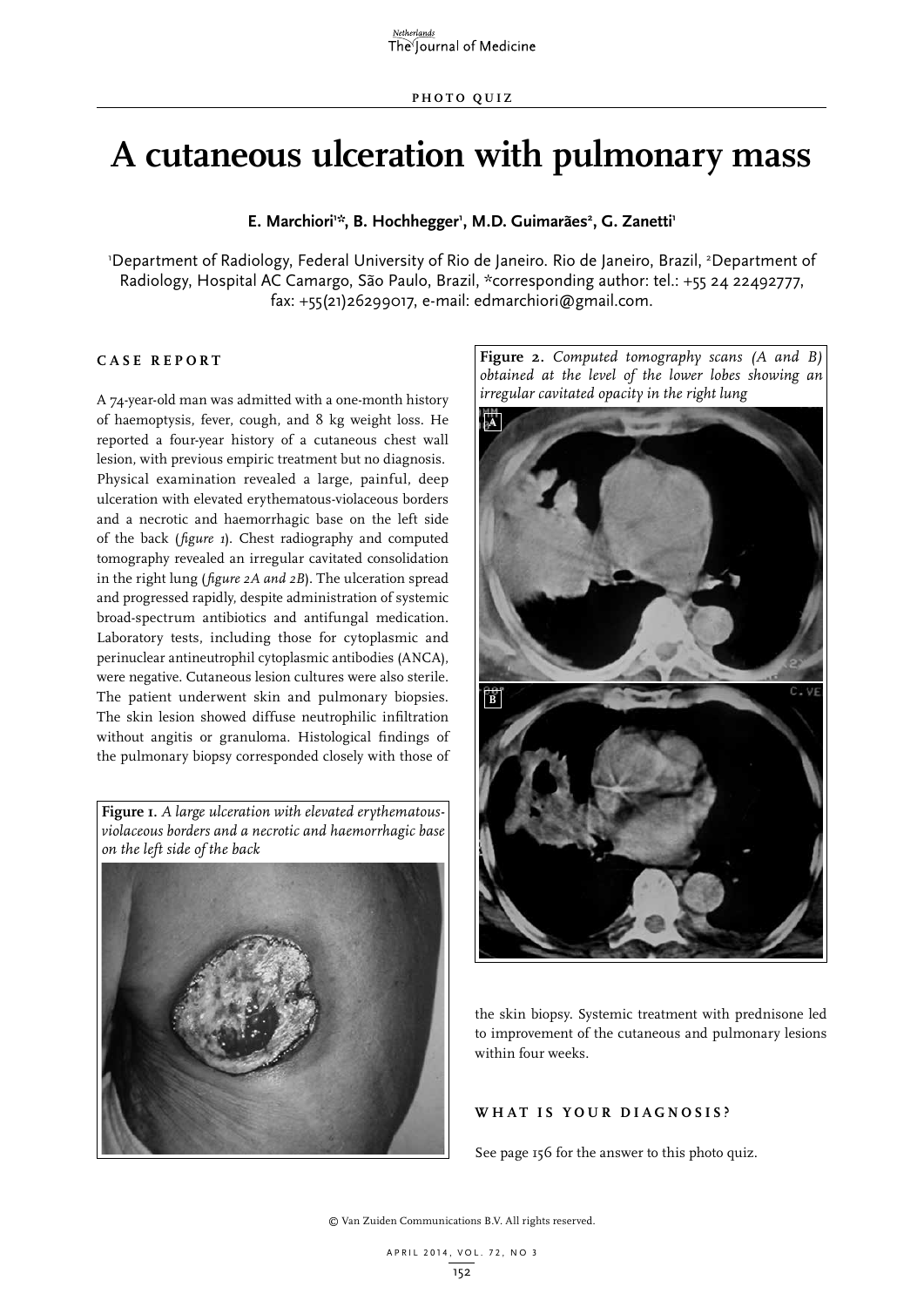PHOTO QUIZ

# A cutaneous ulceration with pulmonary mass

**E. Marchiori[1]*, B. Hochhegger[1], M.D. Guimarães[2], G. Zanetti[1]**

[1]Department of Radiology, Federal University of Rio de Janeiro. Rio de Janeiro, Brazil, [2]Department of Radiology, Hospital AC Camargo, São Paulo, Brazil, *corresponding author: tel.: +55 24 22492777, fax: +55(21)26299017, e-mail: edmarchiori@gmail.com.

## CASE REPORT

A 74-year-old man was admitted with a one-month history of haemoptysis, fever, cough, and 8 kg weight loss. He reported a four-year history of a cutaneous chest wall lesion, with previous empiric treatment but no diagnosis. Physical examination revealed a large, painful, deep ulceration with elevated erythematous-violaceous borders and a necrotic and haemorrhagic base on the left side of the back (*figure 1*). Chest radiography and computed tomography revealed an irregular cavitated consolidation in the right lung (*figure 2A and 2B*). The ulceration spread and progressed rapidly, despite administration of systemic broad-spectrum antibiotics and antifungal medication. Laboratory tests, including those for cytoplasmic and perinuclear antineutrophil cytoplasmic antibodies (ANCA), were negative. Cutaneous lesion cultures were also sterile. The patient underwent skin and pulmonary biopsies. The skin lesion showed diffuse neutrophilic infiltration without angitis or granuloma. Histological findings of the pulmonary biopsy corresponded closely with those of the skin biopsy. Systemic treatment with prednisone led to improvement of the cutaneous and pulmonary lesions within four weeks.

**Figure 1.** *A large ulceration with elevated erythematous-violaceous borders and a necrotic and haemorrhagic base on the left side of the back*

**Figure 2.** *Computed tomography scans (A and B) obtained at the level of the lower lobes showing an irregular cavitated opacity in the right lung*

## WHAT IS YOUR DIAGNOSIS?

See page 156 for the answer to this photo quiz.

© Van Zuiden Communications B.V. All rights reserved.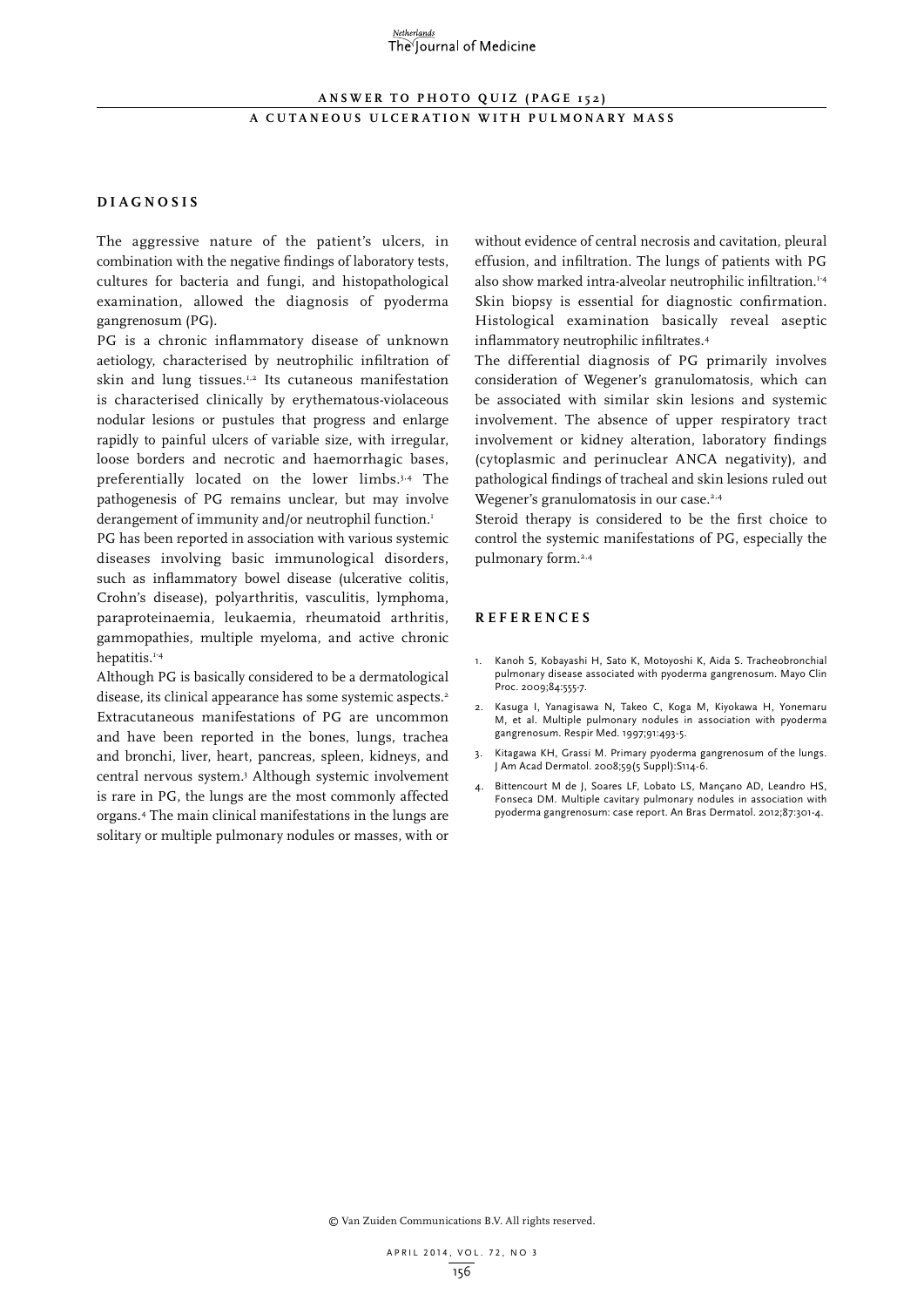## ANSWER TO PHOTO QUIZ (PAGE 152)

## A CUTANEOUS ULCERATION WITH PULMONARY MASS

### DIAGNOSIS

The aggressive nature of the patient's ulcers, in combination with the negative findings of laboratory tests, cultures for bacteria and fungi, and histopathological examination, allowed the diagnosis of pyoderma gangrenosum (PG).

PG is a chronic inflammatory disease of unknown aetiology, characterised by neutrophilic infiltration of skin and lung tissues.[1,2] Its cutaneous manifestation is characterised clinically by erythematous-violaceous nodular lesions or pustules that progress and enlarge rapidly to painful ulcers of variable size, with irregular, loose borders and necrotic and haemorrhagic bases, preferentially located on the lower limbs.[3,4] The pathogenesis of PG remains unclear, but may involve derangement of immunity and/or neutrophil function.[1]

PG has been reported in association with various systemic diseases involving basic immunological disorders, such as inflammatory bowel disease (ulcerative colitis, Crohn's disease), polyarthritis, vasculitis, lymphoma, paraproteinaemia, leukaemia, rheumatoid arthritis, gammopathies, multiple myeloma, and active chronic hepatitis.[1-4]

Although PG is basically considered to be a dermatological disease, its clinical appearance has some systemic aspects.[2] Extracutaneous manifestations of PG are uncommon and have been reported in the bones, lungs, trachea and bronchi, liver, heart, pancreas, spleen, kidneys, and central nervous system.[3] Although systemic involvement is rare in PG, the lungs are the most commonly affected organs.[4] The main clinical manifestations in the lungs are solitary or multiple pulmonary nodules or masses, with or without evidence of central necrosis and cavitation, pleural effusion, and infiltration. The lungs of patients with PG also show marked intra-alveolar neutrophilic infiltration.[1-4] Skin biopsy is essential for diagnostic confirmation. Histological examination basically reveal aseptic inflammatory neutrophilic infiltrates.[4]

The differential diagnosis of PG primarily involves consideration of Wegener's granulomatosis, which can be associated with similar skin lesions and systemic involvement. The absence of upper respiratory tract involvement or kidney alteration, laboratory findings (cytoplasmic and perinuclear ANCA negativity), and pathological findings of tracheal and skin lesions ruled out Wegener's granulomatosis in our case.[2,4]

Steroid therapy is considered to be the first choice to control the systemic manifestations of PG, especially the pulmonary form.[2,4]

### REFERENCES

1. Kanoh S, Kobayashi H, Sato K, Motoyoshi K, Aida S. Tracheobronchial pulmonary disease associated with pyoderma gangrenosum. Mayo Clin Proc. 2009;84:555-7.
2. Kasuga I, Yanagisawa N, Takeo C, Koga M, Kiyokawa H, Yonemaru M, et al. Multiple pulmonary nodules in association with pyoderma gangrenosum. Respir Med. 1997;91:493-5.
3. Kitagawa KH, Grassi M. Primary pyoderma gangrenosum of the lungs. J Am Acad Dermatol. 2008;59(5 Suppl):S114-6.
4. Bittencourt M de J, Soares LF, Lobato LS, Mançano AD, Leandro HS, Fonseca DM. Multiple cavitary pulmonary nodules in association with pyoderma gangrenosum: case report. An Bras Dermatol. 2012;87:301-4.